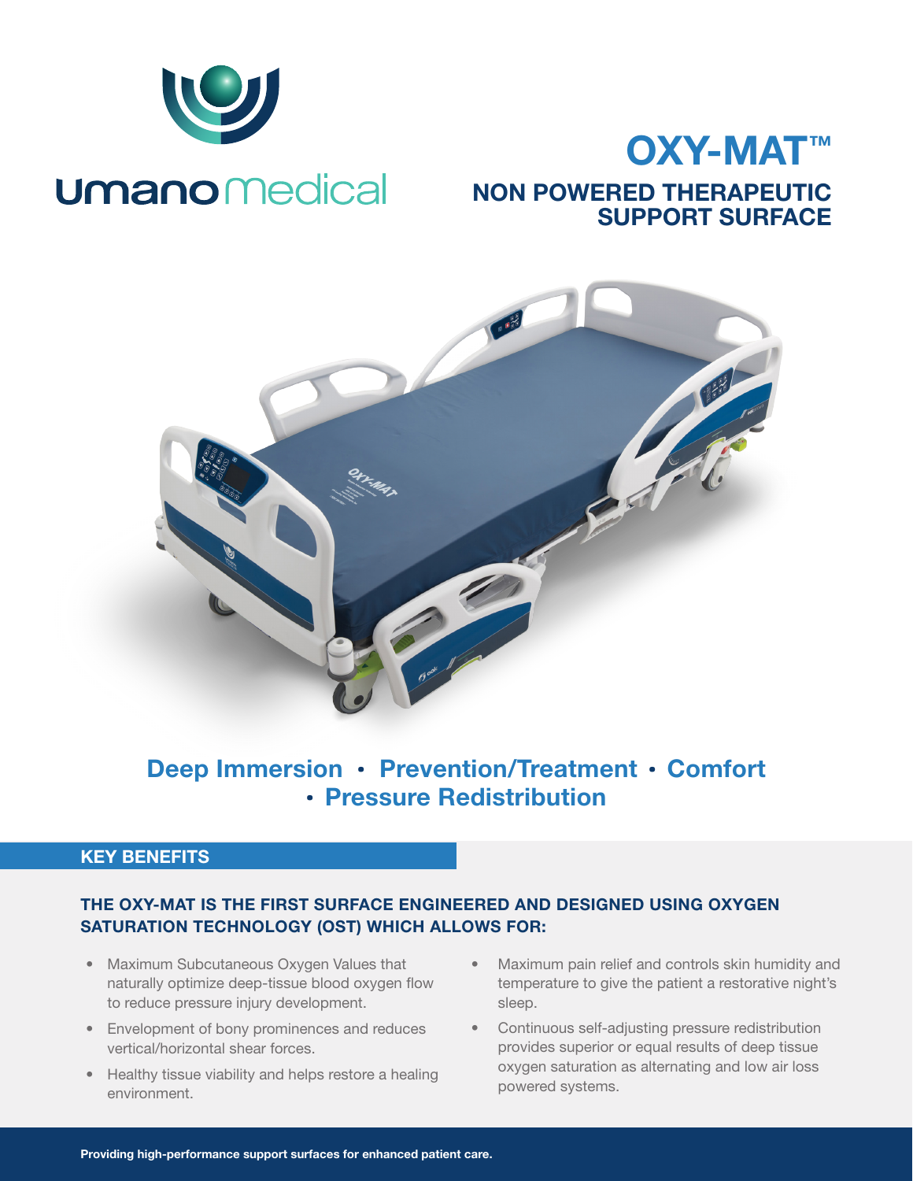umano medical

# OXY-MAT™

## NON POWERED THERAPEUTIC SUPPORT SURFACE

**Deep Immersion • Prevention/Treatment • Comfort • Pressure Redistribution**

## KEY BENEFITS

### THE OXY-MAT IS THE FIRST SURFACE ENGINEERED AND DESIGNED USING OXYGEN SATURATION TECHNOLOGY (OST) WHICH ALLOWS FOR:

- Maximum Subcutaneous Oxygen Values that naturally optimize deep-tissue blood oxygen flow to reduce pressure injury development.
- Envelopment of bony prominences and reduces vertical/horizontal shear forces.
- Healthy tissue viability and helps restore a healing environment.
- Maximum pain relief and controls skin humidity and temperature to give the patient a restorative night's sleep.
- Continuous self-adjusting pressure redistribution provides superior or equal results of deep tissue oxygen saturation as alternating and low air loss powered systems.

**Providing high-performance support surfaces for enhanced patient care.**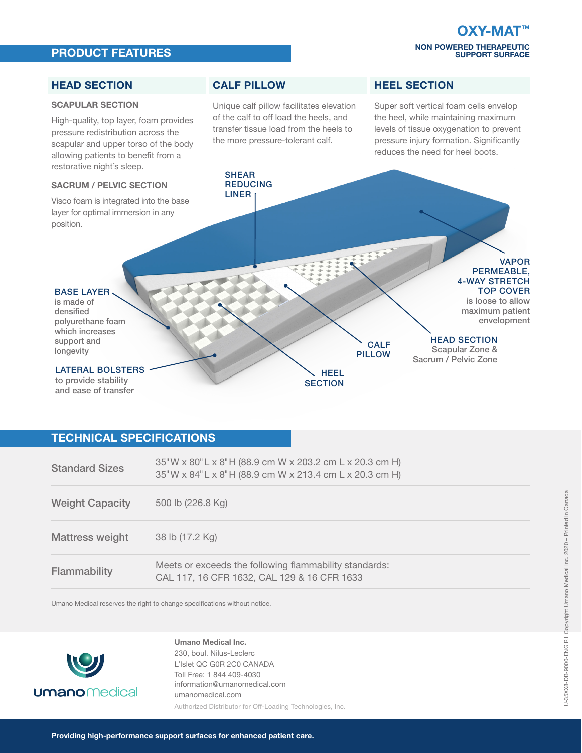# OXY-MAT™

**NON POWERED THERAPEUTIC SUPPORT SURFACE**

## PRODUCT FEATURES

### HEAD SECTION

**SCAPULAR SECTION**

High-quality, top layer, foam provides pressure redistribution across the scapular and upper torso of the body allowing patients to benefit from a restorative night's sleep.

**SACRUM / PELVIC SECTION**

Visco foam is integrated into the base layer for optimal immersion in any position.

### CALF PILLOW

Unique calf pillow facilitates elevation of the calf to off load the heels, and transfer tissue load from the heels to the more pressure-tolerant calf.

### HEEL SECTION

Super soft vertical foam cells envelop the heel, while maintaining maximum levels of tissue oxygenation to prevent pressure injury formation. Significantly reduces the need for heel boots.

SHEAR REDUCING LINER

BASE LAYER is made of densified polyurethane foam which increases support and longevity

LATERAL BOLSTERS to provide stability and ease of transfer

VAPOR PERMEABLE, 4-WAY STRETCH TOP COVER is loose to allow maximum patient envelopment

HEAD SECTION Scapular Zone & Sacrum / Pelvic Zone

CALF PILLOW

HEEL SECTION

## TECHNICAL SPECIFICATIONS

| | |
|---|---|
| Standard Sizes | 35"W x 80"L x 8"H (88.9 cm W x 203.2 cm L x 20.3 cm H)<br>35"W x 84"L x 8"H (88.9 cm W x 213.4 cm L x 20.3 cm H) |
| Weight Capacity | 500 lb (226.8 Kg) |
| Mattress weight | 38 lb (17.2 Kg) |
| Flammability | Meets or exceeds the following flammability standards:<br>CAL 117, 16 CFR 1632, CAL 129 & 16 CFR 1633 |

Umano Medical reserves the right to change specifications without notice.

umano medical

**Umano Medical Inc.**
230, boul. Nilus-Leclerc
L'Islet QC G0R 2C0 CANADA
Toll Free: 1 844 409-4030
information@umanomedical.com
umanomedical.com

Authorized Distributor for Off-Loading Technologies, Inc.

U-35XX8-DB-9000-ENG R1 Copyright Umano Medical Inc. 2020 – Printed in Canada

**Providing high-performance support surfaces for enhanced patient care.**